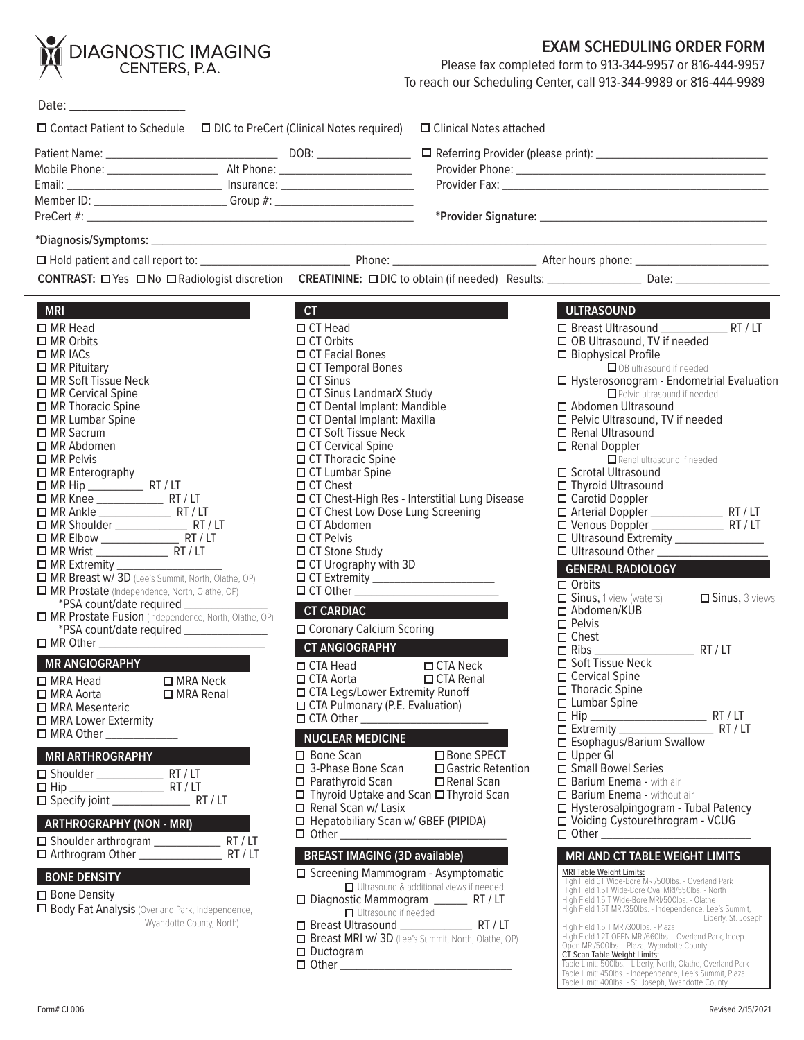# DIAGNOSTIC IMAGING CENTERS, P.A.

## EXAM SCHEDULING ORDER FORM

Please fax completed form to 913-344-9957 or 816-444-9957
To reach our Scheduling Center, call 913-344-9989 or 816-444-9989

Date: ___________________

☐ Contact Patient to Schedule  ☐ DIC to PreCert (Clinical Notes required)  ☐ Clinical Notes attached

Patient Name: ______________________ DOB: ______________

Mobile Phone: ______________ Alt Phone: __________________

Email: ____________________ Insurance: __________________

Member ID: _________________ Group #: ___________________

PreCert #: ________________________________________________

☐ Referring Provider (please print): ______________________

Provider Phone: ____________________________________

Provider Fax: ______________________________________

**\*Provider Signature:** ______________________________

**\*Diagnosis/Symptoms:** ______________________________________________

☐ Hold patient and call report to: __________________ Phone: __________________ After hours phone: __________________

**CONTRAST:** ☐ Yes ☐ No ☐ Radiologist discretion  **CREATININE:** ☐ DIC to obtain (if needed) Results: ______________ Date: ______________

### MRI

- ☐ MR Head
- ☐ MR Orbits
- ☐ MR IACs
- ☐ MR Pituitary
- ☐ MR Soft Tissue Neck
- ☐ MR Cervical Spine
- ☐ MR Thoracic Spine
- ☐ MR Lumbar Spine
- ☐ MR Sacrum
- ☐ MR Abdomen
- ☐ MR Pelvis
- ☐ MR Enterography
- ☐ MR Hip __________ RT / LT
- ☐ MR Knee __________ RT / LT
- ☐ MR Ankle __________ RT / LT
- ☐ MR Shoulder __________ RT / LT
- ☐ MR Elbow __________ RT / LT
- ☐ MR Wrist __________ RT / LT
- ☐ MR Extremity __________________
- ☐ MR Breast w/ 3D (Lee's Summit, North, Olathe, OP)
- ☐ MR Prostate (Independence, North, Olathe, OP)
  - \*PSA count/date required ______________
- ☐ MR Prostate Fusion (Independence, North, Olathe, OP)
  - \*PSA count/date required ______________
- ☐ MR Other ______________________

### MR ANGIOGRAPHY

- ☐ MRA Head
- ☐ MRA Neck
- ☐ MRA Aorta
- ☐ MRA Renal
- ☐ MRA Mesenteric
- ☐ MRA Lower Extermity
- ☐ MRA Other ____________

### MRI ARTHROGRAPHY

- ☐ Shoulder __________ RT / LT
- ☐ Hip __________ RT / LT
- ☐ Specify joint __________ RT / LT

### ARTHROGRAPHY (NON - MRI)

- ☐ Shoulder arthrogram __________ RT / LT
- ☐ Arthrogram Other __________ RT / LT

### BONE DENSITY

- ☐ Bone Density
- ☐ Body Fat Analysis (Overland Park, Independence, Wyandotte County, North)

### CT

- ☐ CT Head
- ☐ CT Orbits
- ☐ CT Facial Bones
- ☐ CT Temporal Bones
- ☐ CT Sinus
- ☐ CT Sinus LandmarX Study
- ☐ CT Dental Implant: Mandible
- ☐ CT Dental Implant: Maxilla
- ☐ CT Soft Tissue Neck
- ☐ CT Cervical Spine
- ☐ CT Thoracic Spine
- ☐ CT Lumbar Spine
- ☐ CT Chest
- ☐ CT Chest-High Res - Interstitial Lung Disease
- ☐ CT Chest Low Dose Lung Screening
- ☐ CT Abdomen
- ☐ CT Pelvis
- ☐ CT Stone Study
- ☐ CT Urography with 3D
- ☐ CT Extremity ____________________
- ☐ CT Other ______________________

### CT CARDIAC

- ☐ Coronary Calcium Scoring

### CT ANGIOGRAPHY

- ☐ CTA Head
- ☐ CTA Neck
- ☐ CTA Aorta
- ☐ CTA Renal
- ☐ CTA Legs/Lower Extremity Runoff
- ☐ CTA Pulmonary (P.E. Evaluation)
- ☐ CTA Other ____________________

### NUCLEAR MEDICINE

- ☐ Bone Scan
- ☐ Bone SPECT
- ☐ 3-Phase Bone Scan
- ☐ Gastric Retention
- ☐ Parathyroid Scan
- ☐ Renal Scan
- ☐ Thyroid Uptake and Scan
- ☐ Thyroid Scan
- ☐ Renal Scan w/ Lasix
- ☐ Hepatobiliary Scan w/ GBEF (PIPIDA)
- ☐ Other ______________________

### BREAST IMAGING (3D available)

- ☐ Screening Mammogram - Asymptomatic
  - ☐ Ultrasound & additional views if needed
- ☐ Diagnostic Mammogram ______ RT / LT
  - ☐ Ultrasound if needed
- ☐ Breast Ultrasound __________ RT / LT
- ☐ Breast MRI w/ 3D (Lee's Summit, North, Olathe, OP)
- ☐ Ductogram
- ☐ Other ______________________

### ULTRASOUND

- ☐ Breast Ultrasound __________ RT / LT
- ☐ OB Ultrasound, TV if needed
- ☐ Biophysical Profile
  - ☐ OB ultrasound if needed
- ☐ Hysterosonogram - Endometrial Evaluation
  - ☐ Pelvic ultrasound if needed
- ☐ Abdomen Ultrasound
- ☐ Pelvic Ultrasound, TV if needed
- ☐ Renal Ultrasound
- ☐ Renal Doppler
  - ☐ Renal ultrasound if needed
- ☐ Scrotal Ultrasound
- ☐ Thyroid Ultrasound
- ☐ Carotid Doppler
- ☐ Arterial Doppler __________ RT / LT
- ☐ Venous Doppler __________ RT / LT
- ☐ Ultrasound Extremity ______________
- ☐ Ultrasound Other ________________

### GENERAL RADIOLOGY

- ☐ Orbits
- ☐ Sinus, 1 view (waters)
- ☐ Sinus, 3 views
- ☐ Abdomen/KUB
- ☐ Pelvis
- ☐ Chest
- ☐ Ribs ______________ RT / LT
- ☐ Soft Tissue Neck
- ☐ Cervical Spine
- ☐ Thoracic Spine
- ☐ Lumbar Spine
- ☐ Hip ______________ RT / LT
- ☐ Extremity ______________ RT / LT
- ☐ Esophagus/Barium Swallow
- ☐ Upper GI
- ☐ Small Bowel Series
- ☐ Barium Enema - with air
- ☐ Barium Enema - without air
- ☐ Hysterosalpingogram - Tubal Patency
- ☐ Voiding Cystourethrogram - VCUG
- ☐ Other ______________________

### MRI AND CT TABLE WEIGHT LIMITS

MRI Table Weight Limits:
- High Field 3T Wide-Bore MRI/500lbs. - Overland Park
- High Field 1.5T Wide-Bore Oval MRI/550lbs. - North
- High Field 1.5 T Wide-Bore MRI/500lbs. - Olathe
- High Field 1.5T MRI/350lbs. - Independence, Lee's Summit, Liberty, St. Joseph
- High Field 1.5 T MRI/300lbs. - Plaza
- High Field 1.2T OPEN MRI/660lbs. - Overland Park, Indep.
- Open MRI/500lbs. - Plaza, Wyandotte County

CT Scan Table Weight Limits:
- Table Limit: 500lbs. - Liberty, North, Olathe, Overland Park
- Table Limit: 450lbs. - Independence, Lee's Summit, Plaza
- Table Limit: 400lbs. - St. Joseph, Wyandotte County

Form# CL006  Revised 2/15/2021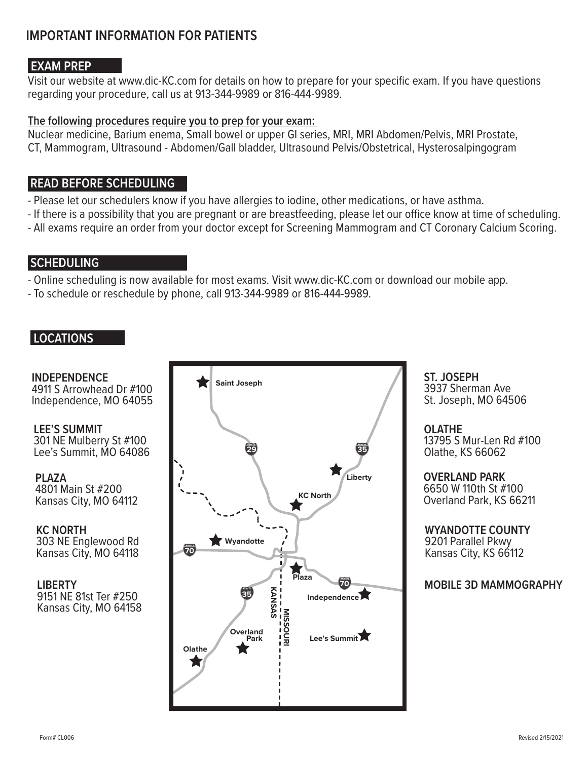# IMPORTANT INFORMATION FOR PATIENTS

## EXAM PREP

Visit our website at www.dic-KC.com for details on how to prepare for your specific exam. If you have questions regarding your procedure, call us at 913-344-9989 or 816-444-9989.

**The following procedures require you to prep for your exam:**

Nuclear medicine, Barium enema, Small bowel or upper GI series, MRI, MRI Abdomen/Pelvis, MRI Prostate, CT, Mammogram, Ultrasound - Abdomen/Gall bladder, Ultrasound Pelvis/Obstetrical, Hysterosalpingogram

## READ BEFORE SCHEDULING

- Please let our schedulers know if you have allergies to iodine, other medications, or have asthma.
- If there is a possibility that you are pregnant or are breastfeeding, please let our office know at time of scheduling.
- All exams require an order from your doctor except for Screening Mammogram and CT Coronary Calcium Scoring.

## SCHEDULING

- Online scheduling is now available for most exams. Visit www.dic-KC.com or download our mobile app.
- To schedule or reschedule by phone, call 913-344-9989 or 816-444-9989.

## LOCATIONS

**INDEPENDENCE**
4911 S Arrowhead Dr #100
Independence, MO 64055

**LEE'S SUMMIT**
301 NE Mulberry St #100
Lee's Summit, MO 64086

**PLAZA**
4801 Main St #200
Kansas City, MO 64112

**KC NORTH**
303 NE Englewood Rd
Kansas City, MO 64118

**LIBERTY**
9151 NE 81st Ter #250
Kansas City, MO 64158

Saint Joseph
29
35
Liberty
KC North
Wyandotte
70
Plaza
70
Independence
35
KANSAS
MISSOURI
Overland Park
Lee's Summit
Olathe

**ST. JOSEPH**
3937 Sherman Ave
St. Joseph, MO 64506

**OLATHE**
13795 S Mur-Len Rd #100
Olathe, KS 66062

**OVERLAND PARK**
6650 W 110th St #100
Overland Park, KS 66211

**WYANDOTTE COUNTY**
9201 Parallel Pkwy
Kansas City, KS 66112

**MOBILE 3D MAMMOGRAPHY**

Form# CL006

Revised 2/15/2021